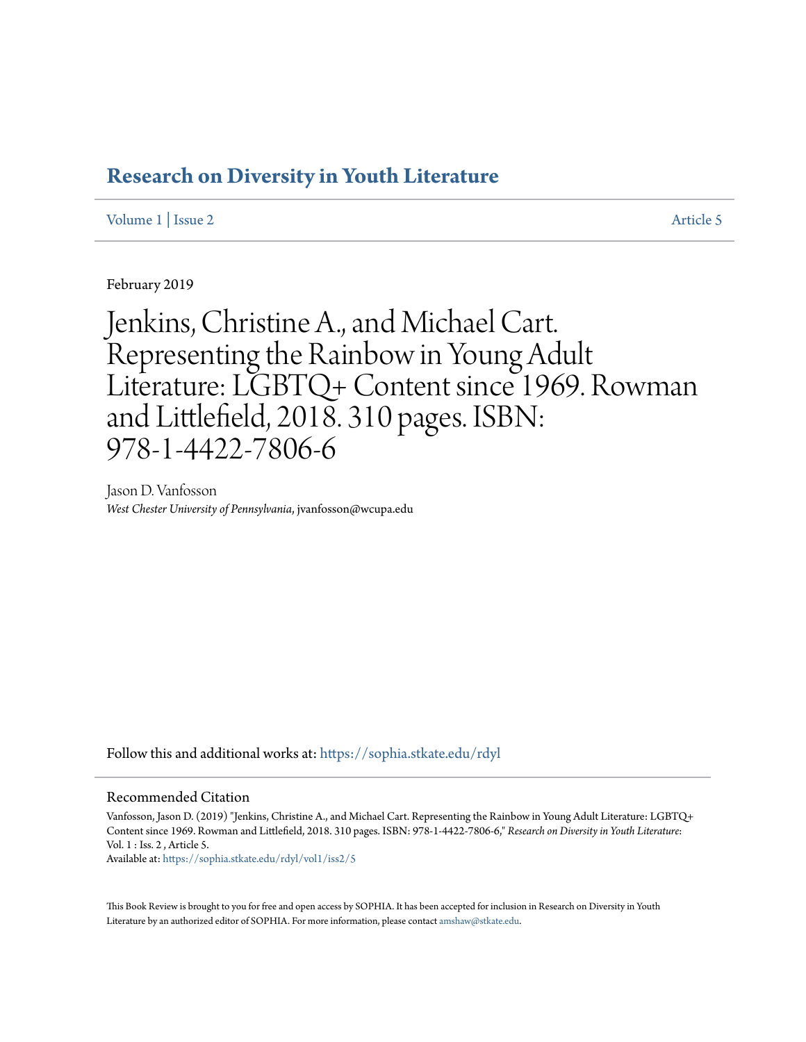# Research on Diversity in Youth Literature

Volume 1 | Issue 2 Article 5

February 2019

# Jenkins, Christine A., and Michael Cart. Representing the Rainbow in Young Adult Literature: LGBTQ+ Content since 1969. Rowman and Littlefield, 2018. 310 pages. ISBN: 978-1-4422-7806-6

Jason D. Vanfosson
*West Chester University of Pennsylvania*, jvanfosson@wcupa.edu

Follow this and additional works at: https://sophia.stkate.edu/rdyl

## Recommended Citation

Vanfosson, Jason D. (2019) "Jenkins, Christine A., and Michael Cart. Representing the Rainbow in Young Adult Literature: LGBTQ+ Content since 1969. Rowman and Littlefield, 2018. 310 pages. ISBN: 978-1-4422-7806-6," *Research on Diversity in Youth Literature*: Vol. 1 : Iss. 2 , Article 5.
Available at: https://sophia.stkate.edu/rdyl/vol1/iss2/5

This Book Review is brought to you for free and open access by SOPHIA. It has been accepted for inclusion in Research on Diversity in Youth Literature by an authorized editor of SOPHIA. For more information, please contact amshaw@stkate.edu.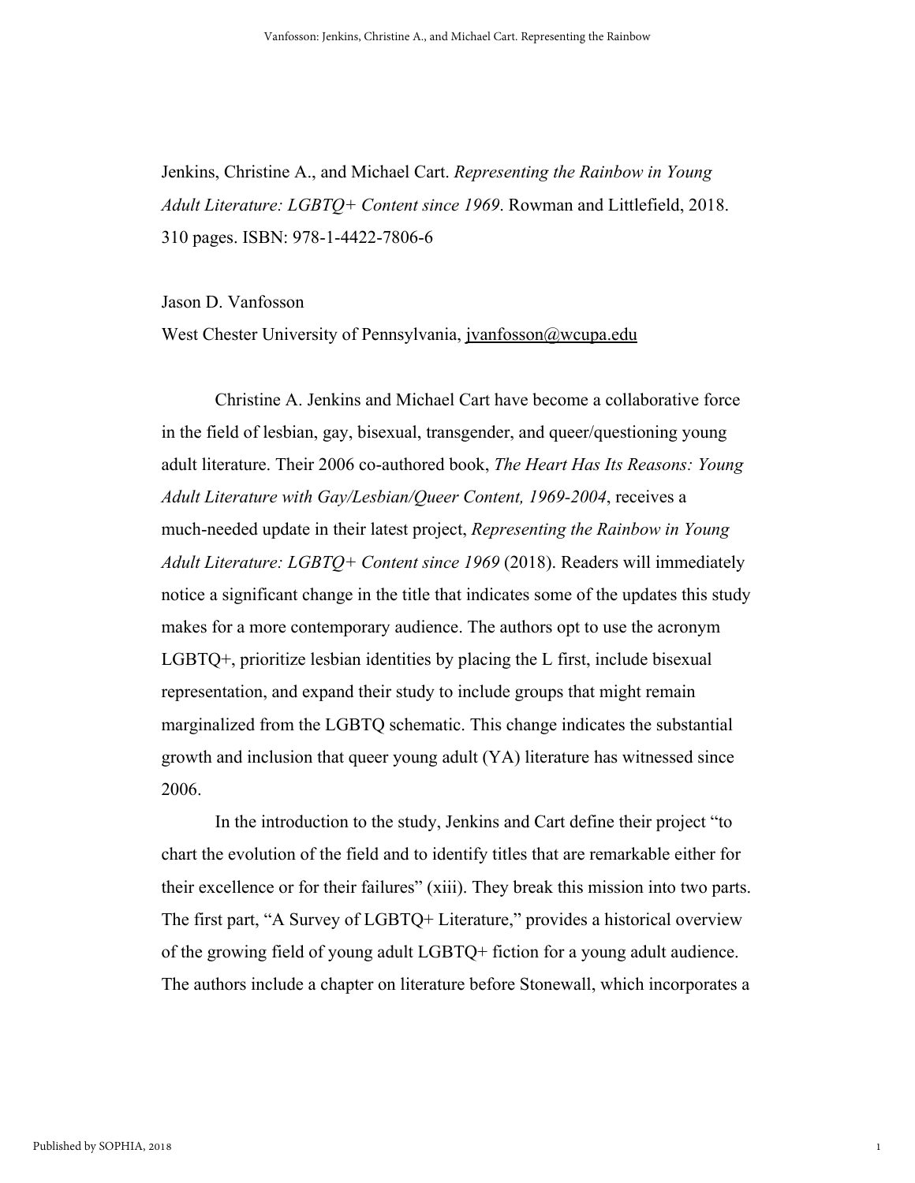Jenkins, Christine A., and Michael Cart. *Representing the Rainbow in Young Adult Literature: LGBTQ+ Content since 1969*. Rowman and Littlefield, 2018. 310 pages. ISBN: 978-1-4422-7806-6

Jason D. Vanfosson

West Chester University of Pennsylvania, jvanfosson@wcupa.edu

Christine A. Jenkins and Michael Cart have become a collaborative force in the field of lesbian, gay, bisexual, transgender, and queer/questioning young adult literature. Their 2006 co-authored book, *The Heart Has Its Reasons: Young Adult Literature with Gay/Lesbian/Queer Content, 1969-2004*, receives a much-needed update in their latest project, *Representing the Rainbow in Young Adult Literature: LGBTQ+ Content since 1969* (2018). Readers will immediately notice a significant change in the title that indicates some of the updates this study makes for a more contemporary audience. The authors opt to use the acronym LGBTQ+, prioritize lesbian identities by placing the L first, include bisexual representation, and expand their study to include groups that might remain marginalized from the LGBTQ schematic. This change indicates the substantial growth and inclusion that queer young adult (YA) literature has witnessed since 2006.

In the introduction to the study, Jenkins and Cart define their project "to chart the evolution of the field and to identify titles that are remarkable either for their excellence or for their failures" (xiii). They break this mission into two parts. The first part, "A Survey of LGBTQ+ Literature," provides a historical overview of the growing field of young adult LGBTQ+ fiction for a young adult audience. The authors include a chapter on literature before Stonewall, which incorporates a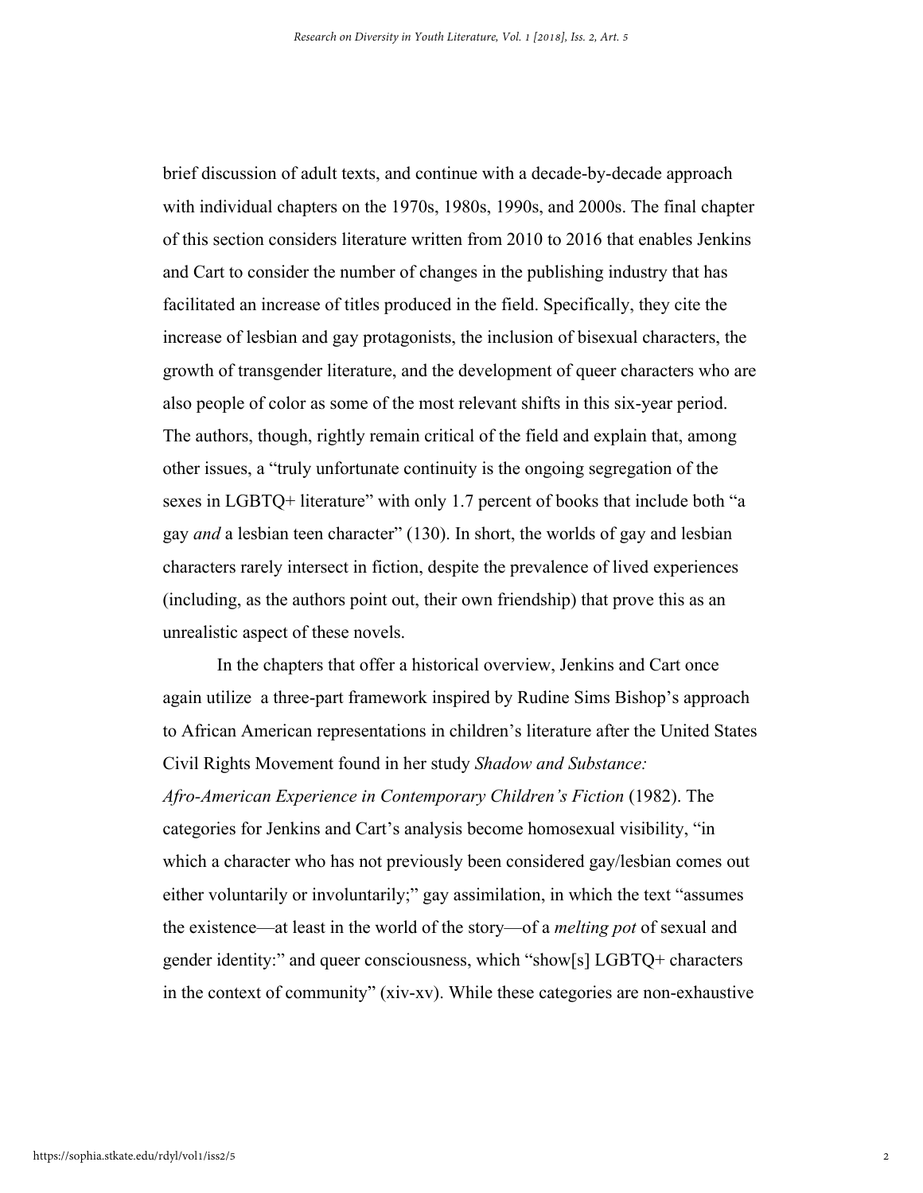brief discussion of adult texts, and continue with a decade-by-decade approach with individual chapters on the 1970s, 1980s, 1990s, and 2000s. The final chapter of this section considers literature written from 2010 to 2016 that enables Jenkins and Cart to consider the number of changes in the publishing industry that has facilitated an increase of titles produced in the field. Specifically, they cite the increase of lesbian and gay protagonists, the inclusion of bisexual characters, the growth of transgender literature, and the development of queer characters who are also people of color as some of the most relevant shifts in this six-year period. The authors, though, rightly remain critical of the field and explain that, among other issues, a "truly unfortunate continuity is the ongoing segregation of the sexes in LGBTQ+ literature" with only 1.7 percent of books that include both "a gay *and* a lesbian teen character" (130). In short, the worlds of gay and lesbian characters rarely intersect in fiction, despite the prevalence of lived experiences (including, as the authors point out, their own friendship) that prove this as an unrealistic aspect of these novels.

In the chapters that offer a historical overview, Jenkins and Cart once again utilize a three-part framework inspired by Rudine Sims Bishop's approach to African American representations in children's literature after the United States Civil Rights Movement found in her study *Shadow and Substance: Afro-American Experience in Contemporary Children's Fiction* (1982). The categories for Jenkins and Cart's analysis become homosexual visibility, "in which a character who has not previously been considered gay/lesbian comes out either voluntarily or involuntarily;" gay assimilation, in which the text "assumes the existence—at least in the world of the story—of a *melting pot* of sexual and gender identity:" and queer consciousness, which "show[s] LGBTQ+ characters in the context of community" (xiv-xv). While these categories are non-exhaustive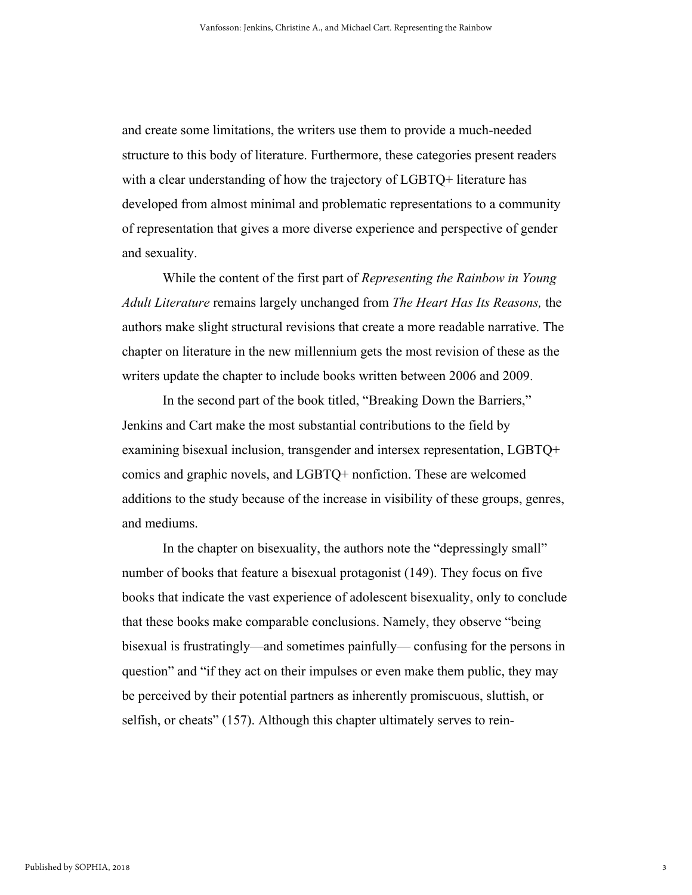and create some limitations, the writers use them to provide a much-needed structure to this body of literature. Furthermore, these categories present readers with a clear understanding of how the trajectory of LGBTQ+ literature has developed from almost minimal and problematic representations to a community of representation that gives a more diverse experience and perspective of gender and sexuality.

While the content of the first part of *Representing the Rainbow in Young Adult Literature* remains largely unchanged from *The Heart Has Its Reasons,* the authors make slight structural revisions that create a more readable narrative. The chapter on literature in the new millennium gets the most revision of these as the writers update the chapter to include books written between 2006 and 2009.

In the second part of the book titled, "Breaking Down the Barriers," Jenkins and Cart make the most substantial contributions to the field by examining bisexual inclusion, transgender and intersex representation, LGBTQ+ comics and graphic novels, and LGBTQ+ nonfiction. These are welcomed additions to the study because of the increase in visibility of these groups, genres, and mediums.

In the chapter on bisexuality, the authors note the "depressingly small" number of books that feature a bisexual protagonist (149). They focus on five books that indicate the vast experience of adolescent bisexuality, only to conclude that these books make comparable conclusions. Namely, they observe "being bisexual is frustratingly—and sometimes painfully— confusing for the persons in question" and "if they act on their impulses or even make them public, they may be perceived by their potential partners as inherently promiscuous, sluttish, or selfish, or cheats" (157). Although this chapter ultimately serves to rein-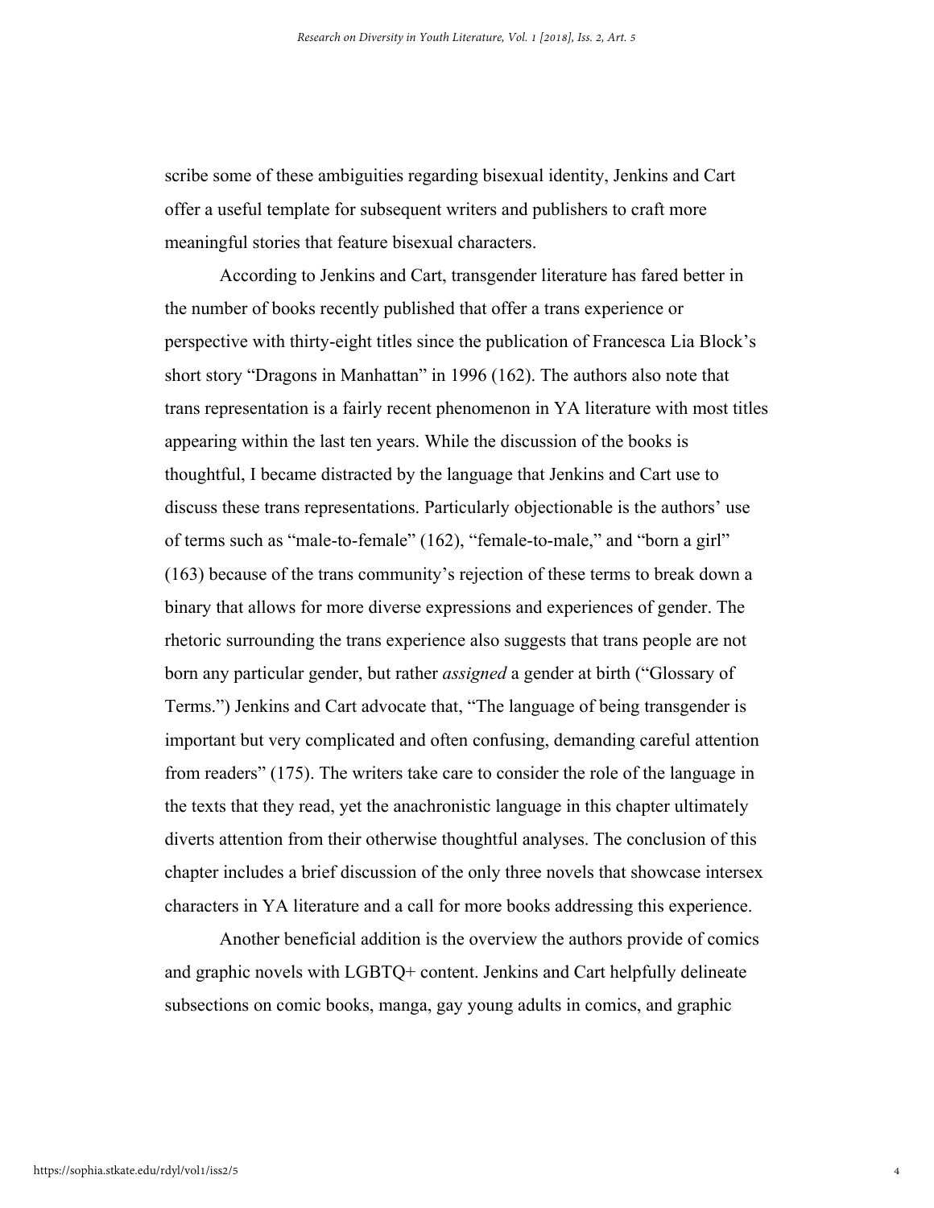scribe some of these ambiguities regarding bisexual identity, Jenkins and Cart offer a useful template for subsequent writers and publishers to craft more meaningful stories that feature bisexual characters.

According to Jenkins and Cart, transgender literature has fared better in the number of books recently published that offer a trans experience or perspective with thirty-eight titles since the publication of Francesca Lia Block's short story "Dragons in Manhattan" in 1996 (162). The authors also note that trans representation is a fairly recent phenomenon in YA literature with most titles appearing within the last ten years. While the discussion of the books is thoughtful, I became distracted by the language that Jenkins and Cart use to discuss these trans representations. Particularly objectionable is the authors' use of terms such as "male-to-female" (162), "female-to-male," and "born a girl" (163) because of the trans community's rejection of these terms to break down a binary that allows for more diverse expressions and experiences of gender. The rhetoric surrounding the trans experience also suggests that trans people are not born any particular gender, but rather *assigned* a gender at birth ("Glossary of Terms.") Jenkins and Cart advocate that, "The language of being transgender is important but very complicated and often confusing, demanding careful attention from readers" (175). The writers take care to consider the role of the language in the texts that they read, yet the anachronistic language in this chapter ultimately diverts attention from their otherwise thoughtful analyses. The conclusion of this chapter includes a brief discussion of the only three novels that showcase intersex characters in YA literature and a call for more books addressing this experience.

Another beneficial addition is the overview the authors provide of comics and graphic novels with LGBTQ+ content. Jenkins and Cart helpfully delineate subsections on comic books, manga, gay young adults in comics, and graphic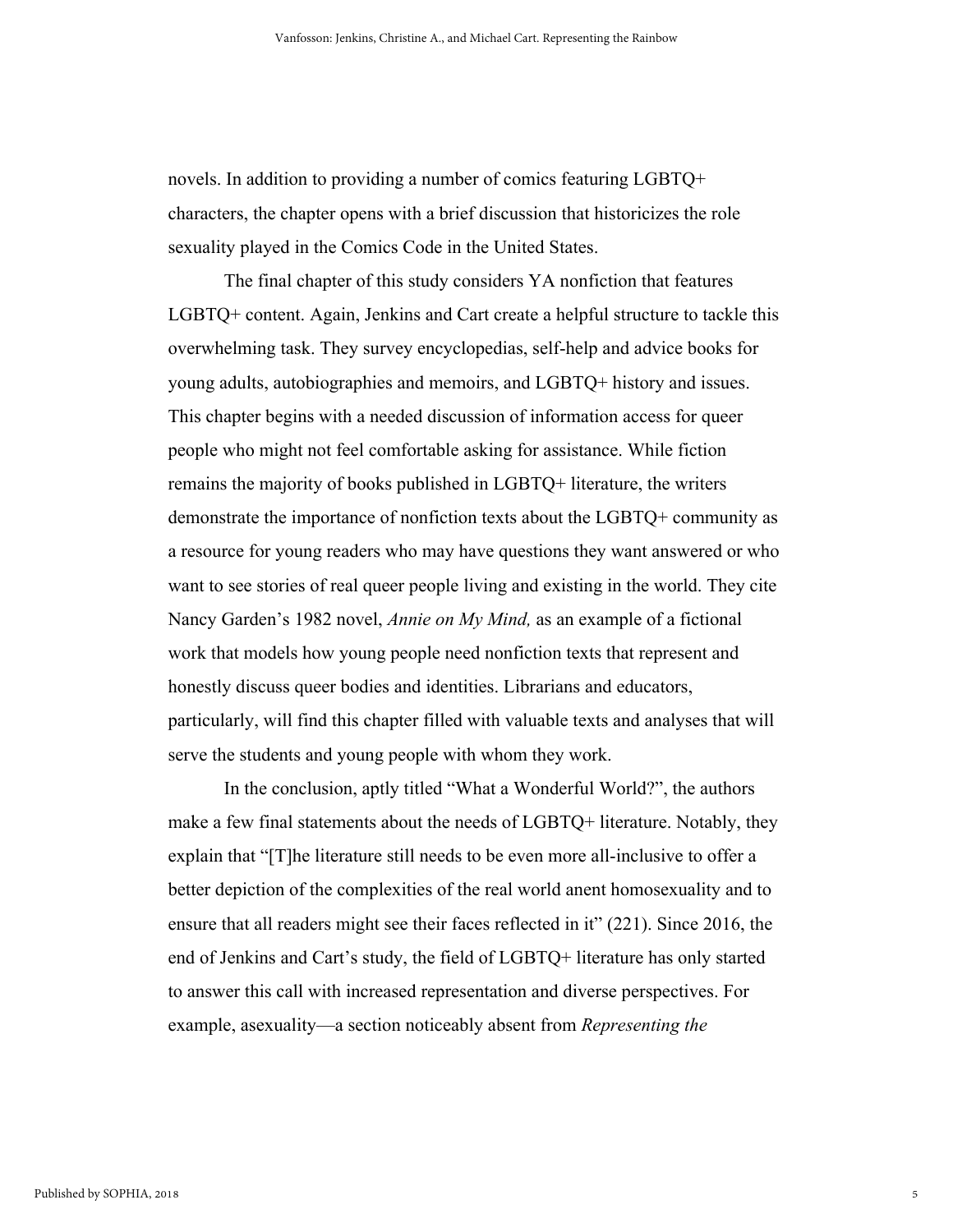novels. In addition to providing a number of comics featuring LGBTQ+ characters, the chapter opens with a brief discussion that historicizes the role sexuality played in the Comics Code in the United States.

The final chapter of this study considers YA nonfiction that features LGBTQ+ content. Again, Jenkins and Cart create a helpful structure to tackle this overwhelming task. They survey encyclopedias, self-help and advice books for young adults, autobiographies and memoirs, and LGBTQ+ history and issues. This chapter begins with a needed discussion of information access for queer people who might not feel comfortable asking for assistance. While fiction remains the majority of books published in LGBTQ+ literature, the writers demonstrate the importance of nonfiction texts about the LGBTQ+ community as a resource for young readers who may have questions they want answered or who want to see stories of real queer people living and existing in the world. They cite Nancy Garden's 1982 novel, *Annie on My Mind,* as an example of a fictional work that models how young people need nonfiction texts that represent and honestly discuss queer bodies and identities. Librarians and educators, particularly, will find this chapter filled with valuable texts and analyses that will serve the students and young people with whom they work.

In the conclusion, aptly titled "What a Wonderful World?", the authors make a few final statements about the needs of LGBTQ+ literature. Notably, they explain that "[T]he literature still needs to be even more all-inclusive to offer a better depiction of the complexities of the real world anent homosexuality and to ensure that all readers might see their faces reflected in it" (221). Since 2016, the end of Jenkins and Cart's study, the field of LGBTQ+ literature has only started to answer this call with increased representation and diverse perspectives. For example, asexuality—a section noticeably absent from *Representing the*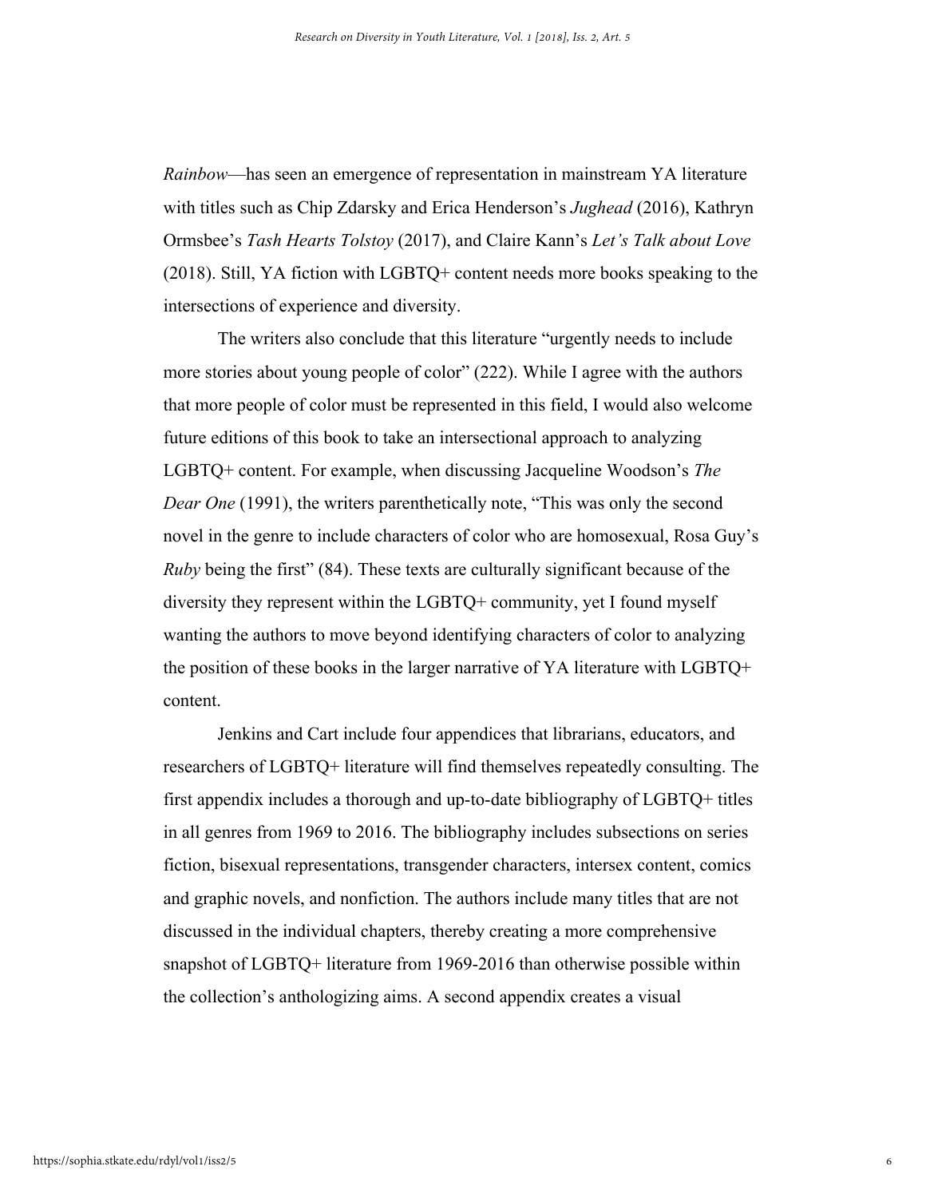*Rainbow*—has seen an emergence of representation in mainstream YA literature with titles such as Chip Zdarsky and Erica Henderson's *Jughead* (2016), Kathryn Ormsbee's *Tash Hearts Tolstoy* (2017), and Claire Kann's *Let's Talk about Love* (2018). Still, YA fiction with LGBTQ+ content needs more books speaking to the intersections of experience and diversity.

The writers also conclude that this literature "urgently needs to include more stories about young people of color" (222). While I agree with the authors that more people of color must be represented in this field, I would also welcome future editions of this book to take an intersectional approach to analyzing LGBTQ+ content. For example, when discussing Jacqueline Woodson's *The Dear One* (1991), the writers parenthetically note, "This was only the second novel in the genre to include characters of color who are homosexual, Rosa Guy's *Ruby* being the first" (84). These texts are culturally significant because of the diversity they represent within the LGBTQ+ community, yet I found myself wanting the authors to move beyond identifying characters of color to analyzing the position of these books in the larger narrative of YA literature with LGBTQ+ content.

Jenkins and Cart include four appendices that librarians, educators, and researchers of LGBTQ+ literature will find themselves repeatedly consulting. The first appendix includes a thorough and up-to-date bibliography of LGBTQ+ titles in all genres from 1969 to 2016. The bibliography includes subsections on series fiction, bisexual representations, transgender characters, intersex content, comics and graphic novels, and nonfiction. The authors include many titles that are not discussed in the individual chapters, thereby creating a more comprehensive snapshot of LGBTQ+ literature from 1969-2016 than otherwise possible within the collection's anthologizing aims. A second appendix creates a visual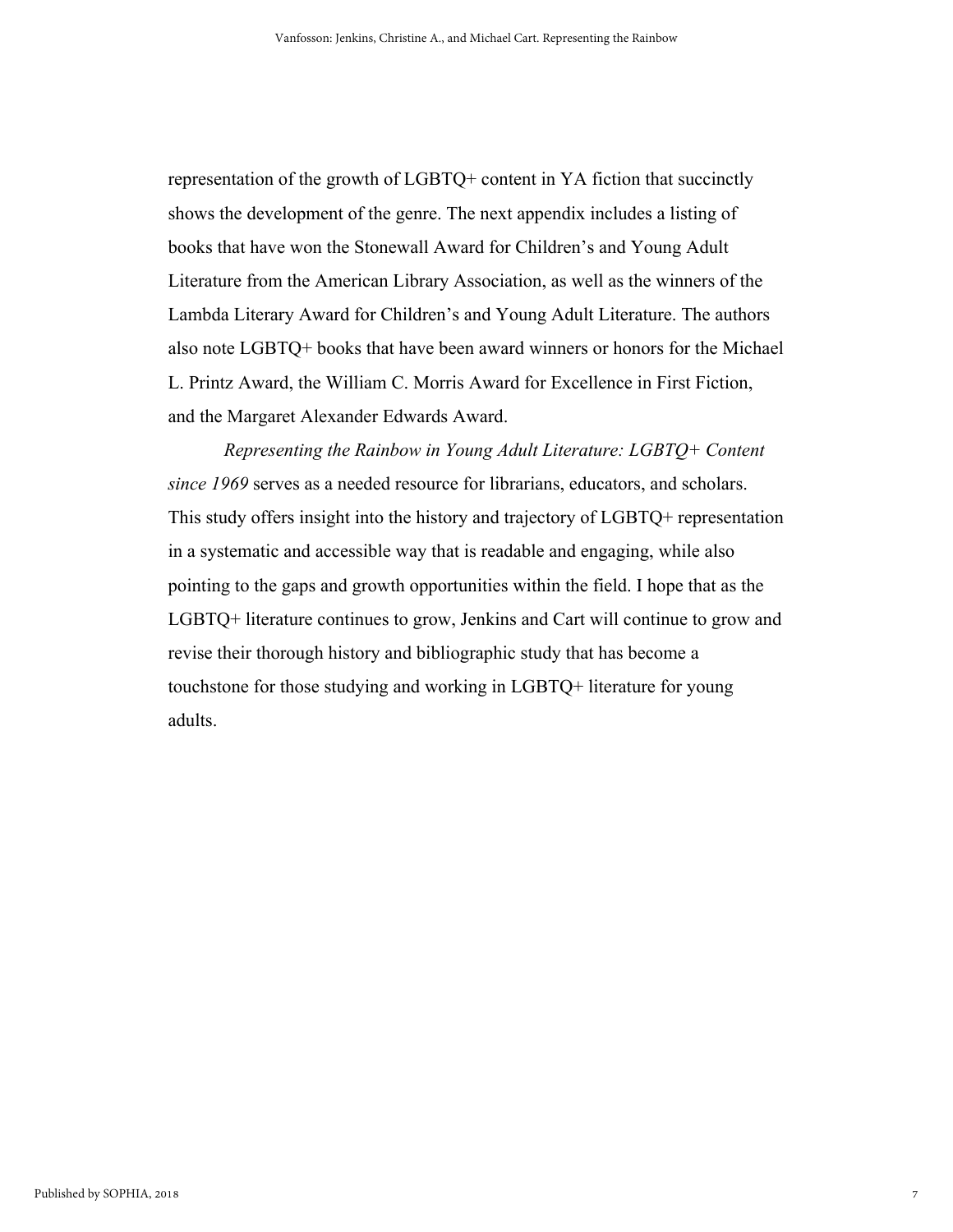representation of the growth of LGBTQ+ content in YA fiction that succinctly shows the development of the genre. The next appendix includes a listing of books that have won the Stonewall Award for Children's and Young Adult Literature from the American Library Association, as well as the winners of the Lambda Literary Award for Children's and Young Adult Literature. The authors also note LGBTQ+ books that have been award winners or honors for the Michael L. Printz Award, the William C. Morris Award for Excellence in First Fiction, and the Margaret Alexander Edwards Award.

*Representing the Rainbow in Young Adult Literature: LGBTQ+ Content since 1969* serves as a needed resource for librarians, educators, and scholars. This study offers insight into the history and trajectory of LGBTQ+ representation in a systematic and accessible way that is readable and engaging, while also pointing to the gaps and growth opportunities within the field. I hope that as the LGBTQ+ literature continues to grow, Jenkins and Cart will continue to grow and revise their thorough history and bibliographic study that has become a touchstone for those studying and working in LGBTQ+ literature for young adults.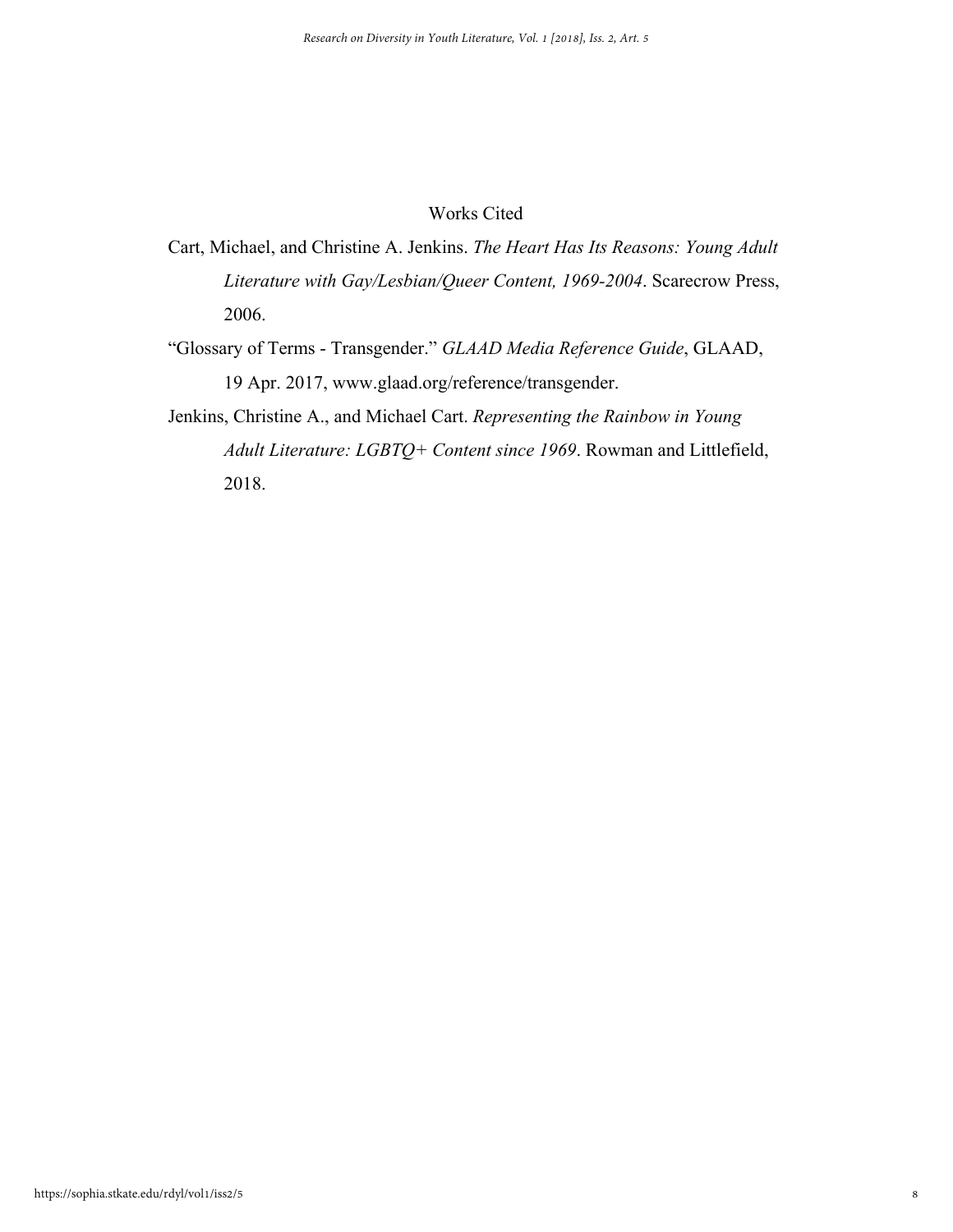## Works Cited

Cart, Michael, and Christine A. Jenkins. *The Heart Has Its Reasons: Young Adult Literature with Gay/Lesbian/Queer Content, 1969-2004*. Scarecrow Press, 2006.

"Glossary of Terms - Transgender." *GLAAD Media Reference Guide*, GLAAD, 19 Apr. 2017, www.glaad.org/reference/transgender.

Jenkins, Christine A., and Michael Cart. *Representing the Rainbow in Young Adult Literature: LGBTQ+ Content since 1969*. Rowman and Littlefield, 2018.